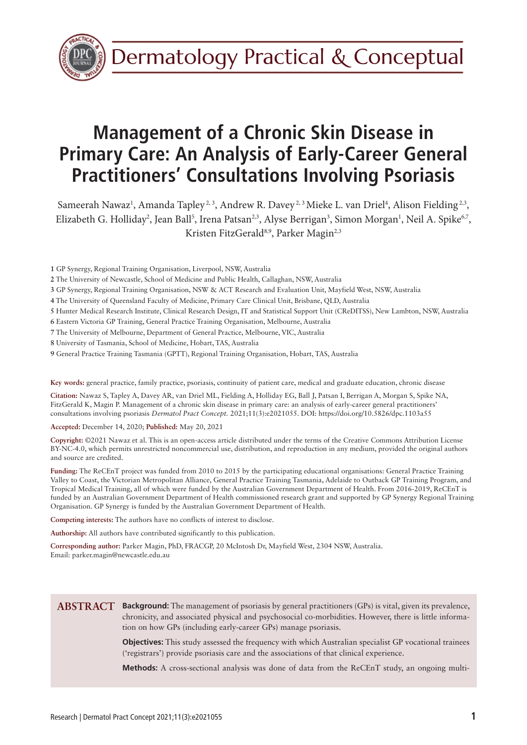# Management of a Chronic Skin Disease in Primary Care: An Analysis of Early-Career General Practitioners' Consultations Involving Psoriasis

Sameerah Nawaz[1], Amanda Tapley[2,3], Andrew R. Davey[2,3] Mieke L. van Driel[4], Alison Fielding[2,3], Elizabeth G. Holliday[2], Jean Ball[5], Irena Patsan[2,3], Alyse Berrigan[3], Simon Morgan[1], Neil A. Spike[6,7], Kristen FitzGerald[8,9], Parker Magin[2,3]

**1** GP Synergy, Regional Training Organisation, Liverpool, NSW, Australia
**2** The University of Newcastle, School of Medicine and Public Health, Callaghan, NSW, Australia
**3** GP Synergy, Regional Training Organisation, NSW & ACT Research and Evaluation Unit, Mayfield West, NSW, Australia
**4** The University of Queensland Faculty of Medicine, Primary Care Clinical Unit, Brisbane, QLD, Australia
**5** Hunter Medical Research Institute, Clinical Research Design, IT and Statistical Support Unit (CReDITSS), New Lambton, NSW, Australia
**6** Eastern Victoria GP Training, General Practice Training Organisation, Melbourne, Australia
**7** The University of Melbourne, Department of General Practice, Melbourne, VIC, Australia
**8** University of Tasmania, School of Medicine, Hobart, TAS, Australia
**9** General Practice Training Tasmania (GPTT), Regional Training Organisation, Hobart, TAS, Australia

**Key words:** general practice, family practice, psoriasis, continuity of patient care, medical and graduate education, chronic disease

**Citation:** Nawaz S, Tapley A, Davey AR, van Driel ML, Fielding A, Holliday EG, Ball J, Patsan I, Berrigan A, Morgan S, Spike NA, FitzGerald K, Magin P. Management of a chronic skin disease in primary care: an analysis of early-career general practitioners' consultations involving psoriasis *Dermatol Pract Concept.* 2021;11(3):e2021055. DOI: https://doi.org/10.5826/dpc.1103a55

**Accepted:** December 14, 2020; **Published:** May 20, 2021

**Copyright:** ©2021 Nawaz et al. This is an open-access article distributed under the terms of the Creative Commons Attribution License BY-NC-4.0, which permits unrestricted noncommercial use, distribution, and reproduction in any medium, provided the original authors and source are credited.

**Funding:** The ReCEnT project was funded from 2010 to 2015 by the participating educational organisations: General Practice Training Valley to Coast, the Victorian Metropolitan Alliance, General Practice Training Tasmania, Adelaide to Outback GP Training Program, and Tropical Medical Training, all of which were funded by the Australian Government Department of Health. From 2016-2019, ReCEnT is funded by an Australian Government Department of Health commissioned research grant and supported by GP Synergy Regional Training Organisation. GP Synergy is funded by the Australian Government Department of Health.

**Competing interests:** The authors have no conflicts of interest to disclose.

**Authorship:** All authors have contributed significantly to this publication.

**Corresponding author:** Parker Magin, PhD, FRACGP, 20 McIntosh Dr, Mayfield West, 2304 NSW, Australia. Email: parker.magin@newcastle.edu.au

## ABSTRACT

**Background:** The management of psoriasis by general practitioners (GPs) is vital, given its prevalence, chronicity, and associated physical and psychosocial co-morbidities. However, there is little information on how GPs (including early-career GPs) manage psoriasis.

**Objectives:** This study assessed the frequency with which Australian specialist GP vocational trainees ('registrars') provide psoriasis care and the associations of that clinical experience.

**Methods:** A cross-sectional analysis was done of data from the ReCEnT study, an ongoing multi-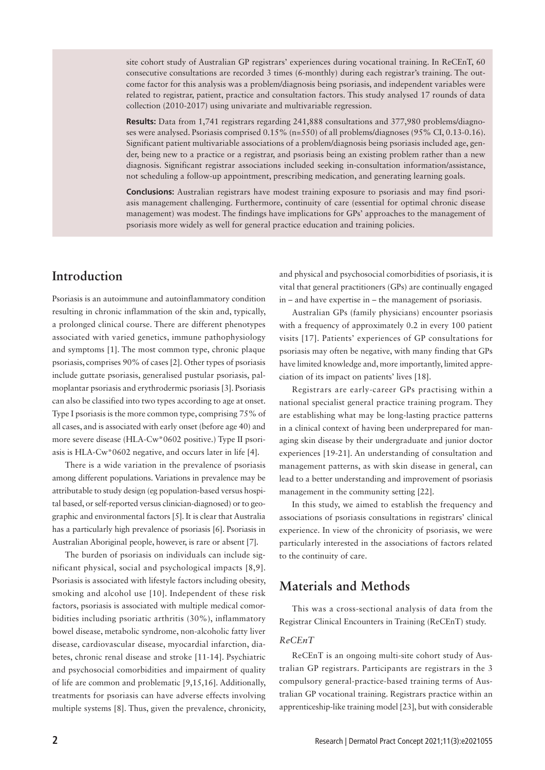site cohort study of Australian GP registrars' experiences during vocational training. In ReCEnT, 60 consecutive consultations are recorded 3 times (6-monthly) during each registrar's training. The outcome factor for this analysis was a problem/diagnosis being psoriasis, and independent variables were related to registrar, patient, practice and consultation factors. This study analysed 17 rounds of data collection (2010-2017) using univariate and multivariable regression.

**Results:** Data from 1,741 registrars regarding 241,888 consultations and 377,980 problems/diagnoses were analysed. Psoriasis comprised 0.15% (n=550) of all problems/diagnoses (95% CI, 0.13-0.16). Significant patient multivariable associations of a problem/diagnosis being psoriasis included age, gender, being new to a practice or a registrar, and psoriasis being an existing problem rather than a new diagnosis. Significant registrar associations included seeking in-consultation information/assistance, not scheduling a follow-up appointment, prescribing medication, and generating learning goals.

**Conclusions:** Australian registrars have modest training exposure to psoriasis and may find psoriasis management challenging. Furthermore, continuity of care (essential for optimal chronic disease management) was modest. The findings have implications for GPs' approaches to the management of psoriasis more widely as well for general practice education and training policies.

## Introduction

Psoriasis is an autoimmune and autoinflammatory condition resulting in chronic inflammation of the skin and, typically, a prolonged clinical course. There are different phenotypes associated with varied genetics, immune pathophysiology and symptoms [1]. The most common type, chronic plaque psoriasis, comprises 90% of cases [2]. Other types of psoriasis include guttate psoriasis, generalised pustular psoriasis, palmoplantar psoriasis and erythrodermic psoriasis [3]. Psoriasis can also be classified into two types according to age at onset. Type I psoriasis is the more common type, comprising 75% of all cases, and is associated with early onset (before age 40) and more severe disease (HLA-Cw*0602 positive.) Type II psoriasis is HLA-Cw*0602 negative, and occurs later in life [4].

There is a wide variation in the prevalence of psoriasis among different populations. Variations in prevalence may be attributable to study design (eg population-based versus hospital based, or self-reported versus clinician-diagnosed) or to geographic and environmental factors [5]. It is clear that Australia has a particularly high prevalence of psoriasis [6]. Psoriasis in Australian Aboriginal people, however, is rare or absent [7].

The burden of psoriasis on individuals can include significant physical, social and psychological impacts [8,9]. Psoriasis is associated with lifestyle factors including obesity, smoking and alcohol use [10]. Independent of these risk factors, psoriasis is associated with multiple medical comorbidities including psoriatic arthritis (30%), inflammatory bowel disease, metabolic syndrome, non-alcoholic fatty liver disease, cardiovascular disease, myocardial infarction, diabetes, chronic renal disease and stroke [11-14]. Psychiatric and psychosocial comorbidities and impairment of quality of life are common and problematic [9,15,16]. Additionally, treatments for psoriasis can have adverse effects involving multiple systems [8]. Thus, given the prevalence, chronicity, and physical and psychosocial comorbidities of psoriasis, it is vital that general practitioners (GPs) are continually engaged in – and have expertise in – the management of psoriasis.

Australian GPs (family physicians) encounter psoriasis with a frequency of approximately 0.2 in every 100 patient visits [17]. Patients' experiences of GP consultations for psoriasis may often be negative, with many finding that GPs have limited knowledge and, more importantly, limited appreciation of its impact on patients' lives [18].

Registrars are early-career GPs practising within a national specialist general practice training program. They are establishing what may be long-lasting practice patterns in a clinical context of having been underprepared for managing skin disease by their undergraduate and junior doctor experiences [19-21]. An understanding of consultation and management patterns, as with skin disease in general, can lead to a better understanding and improvement of psoriasis management in the community setting [22].

In this study, we aimed to establish the frequency and associations of psoriasis consultations in registrars' clinical experience. In view of the chronicity of psoriasis, we were particularly interested in the associations of factors related to the continuity of care.

## Materials and Methods

This was a cross-sectional analysis of data from the Registrar Clinical Encounters in Training (ReCEnT) study.

### *ReCEnT*

ReCEnT is an ongoing multi-site cohort study of Australian GP registrars. Participants are registrars in the 3 compulsory general-practice-based training terms of Australian GP vocational training. Registrars practice within an apprenticeship-like training model [23], but with considerable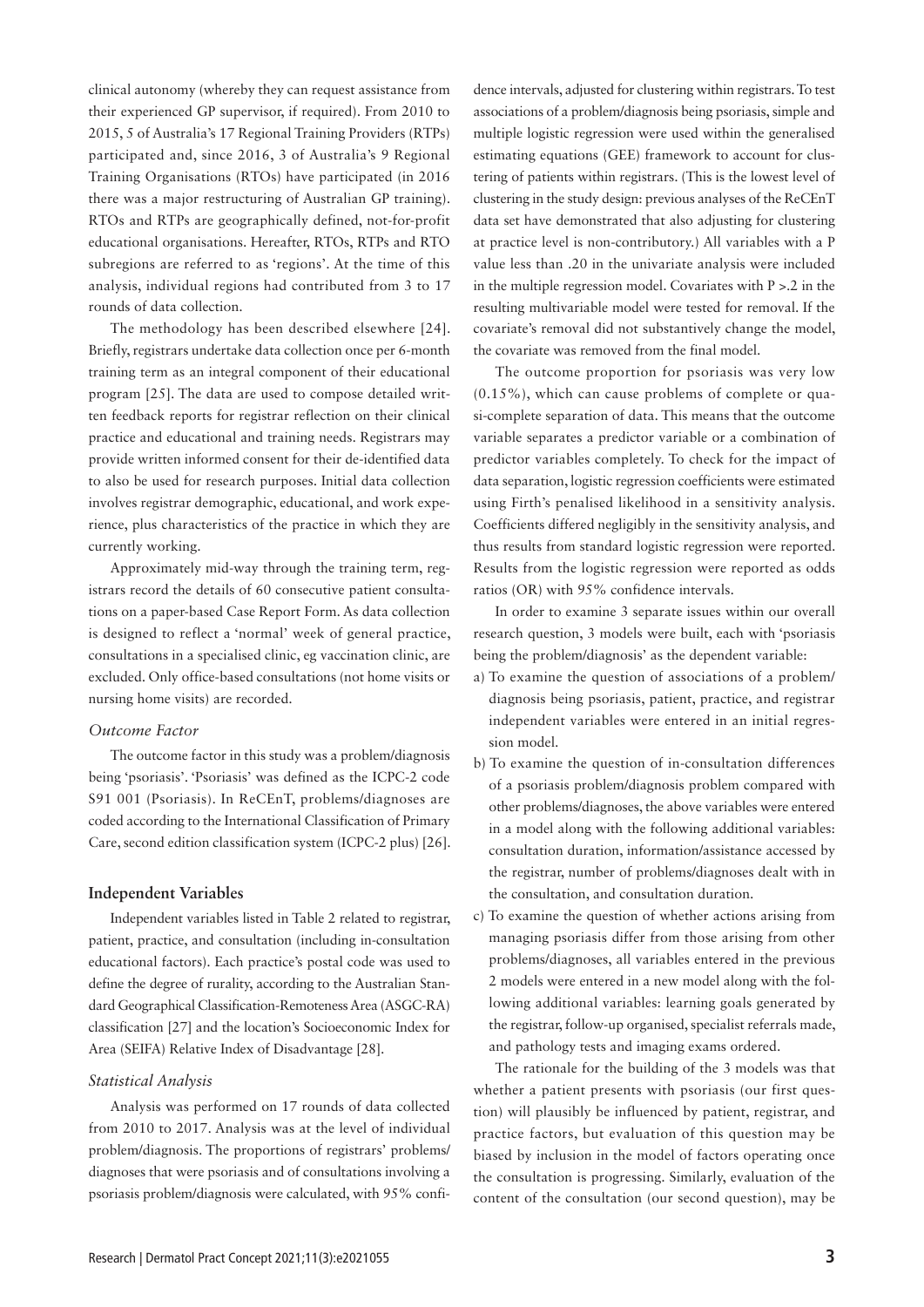clinical autonomy (whereby they can request assistance from their experienced GP supervisor, if required). From 2010 to 2015, 5 of Australia's 17 Regional Training Providers (RTPs) participated and, since 2016, 3 of Australia's 9 Regional Training Organisations (RTOs) have participated (in 2016 there was a major restructuring of Australian GP training). RTOs and RTPs are geographically defined, not-for-profit educational organisations. Hereafter, RTOs, RTPs and RTO subregions are referred to as 'regions'. At the time of this analysis, individual regions had contributed from 3 to 17 rounds of data collection.

The methodology has been described elsewhere [24]. Briefly, registrars undertake data collection once per 6-month training term as an integral component of their educational program [25]. The data are used to compose detailed written feedback reports for registrar reflection on their clinical practice and educational and training needs. Registrars may provide written informed consent for their de-identified data to also be used for research purposes. Initial data collection involves registrar demographic, educational, and work experience, plus characteristics of the practice in which they are currently working.

Approximately mid-way through the training term, registrars record the details of 60 consecutive patient consultations on a paper-based Case Report Form. As data collection is designed to reflect a 'normal' week of general practice, consultations in a specialised clinic, eg vaccination clinic, are excluded. Only office-based consultations (not home visits or nursing home visits) are recorded.

### *Outcome Factor*

The outcome factor in this study was a problem/diagnosis being 'psoriasis'. 'Psoriasis' was defined as the ICPC-2 code S91 001 (Psoriasis). In ReCEnT, problems/diagnoses are coded according to the International Classification of Primary Care, second edition classification system (ICPC-2 plus) [26].

## Independent Variables

Independent variables listed in Table 2 related to registrar, patient, practice, and consultation (including in-consultation educational factors). Each practice's postal code was used to define the degree of rurality, according to the Australian Standard Geographical Classification-Remoteness Area (ASGC-RA) classification [27] and the location's Socioeconomic Index for Area (SEIFA) Relative Index of Disadvantage [28].

### *Statistical Analysis*

Analysis was performed on 17 rounds of data collected from 2010 to 2017. Analysis was at the level of individual problem/diagnosis. The proportions of registrars' problems/diagnoses that were psoriasis and of consultations involving a psoriasis problem/diagnosis were calculated, with 95% confidence intervals, adjusted for clustering within registrars. To test associations of a problem/diagnosis being psoriasis, simple and multiple logistic regression were used within the generalised estimating equations (GEE) framework to account for clustering of patients within registrars. (This is the lowest level of clustering in the study design: previous analyses of the ReCEnT data set have demonstrated that also adjusting for clustering at practice level is non-contributory.) All variables with a P value less than .20 in the univariate analysis were included in the multiple regression model. Covariates with P >.2 in the resulting multivariable model were tested for removal. If the covariate's removal did not substantively change the model, the covariate was removed from the final model.

The outcome proportion for psoriasis was very low (0.15%), which can cause problems of complete or quasi-complete separation of data. This means that the outcome variable separates a predictor variable or a combination of predictor variables completely. To check for the impact of data separation, logistic regression coefficients were estimated using Firth's penalised likelihood in a sensitivity analysis. Coefficients differed negligibly in the sensitivity analysis, and thus results from standard logistic regression were reported. Results from the logistic regression were reported as odds ratios (OR) with 95% confidence intervals.

In order to examine 3 separate issues within our overall research question, 3 models were built, each with 'psoriasis being the problem/diagnosis' as the dependent variable:

a) To examine the question of associations of a problem/diagnosis being psoriasis, patient, practice, and registrar independent variables were entered in an initial regression model.
b) To examine the question of in-consultation differences of a psoriasis problem/diagnosis problem compared with other problems/diagnoses, the above variables were entered in a model along with the following additional variables: consultation duration, information/assistance accessed by the registrar, number of problems/diagnoses dealt with in the consultation, and consultation duration.
c) To examine the question of whether actions arising from managing psoriasis differ from those arising from other problems/diagnoses, all variables entered in the previous 2 models were entered in a new model along with the following additional variables: learning goals generated by the registrar, follow-up organised, specialist referrals made, and pathology tests and imaging exams ordered.

The rationale for the building of the 3 models was that whether a patient presents with psoriasis (our first question) will plausibly be influenced by patient, registrar, and practice factors, but evaluation of this question may be biased by inclusion in the model of factors operating once the consultation is progressing. Similarly, evaluation of the content of the consultation (our second question), may be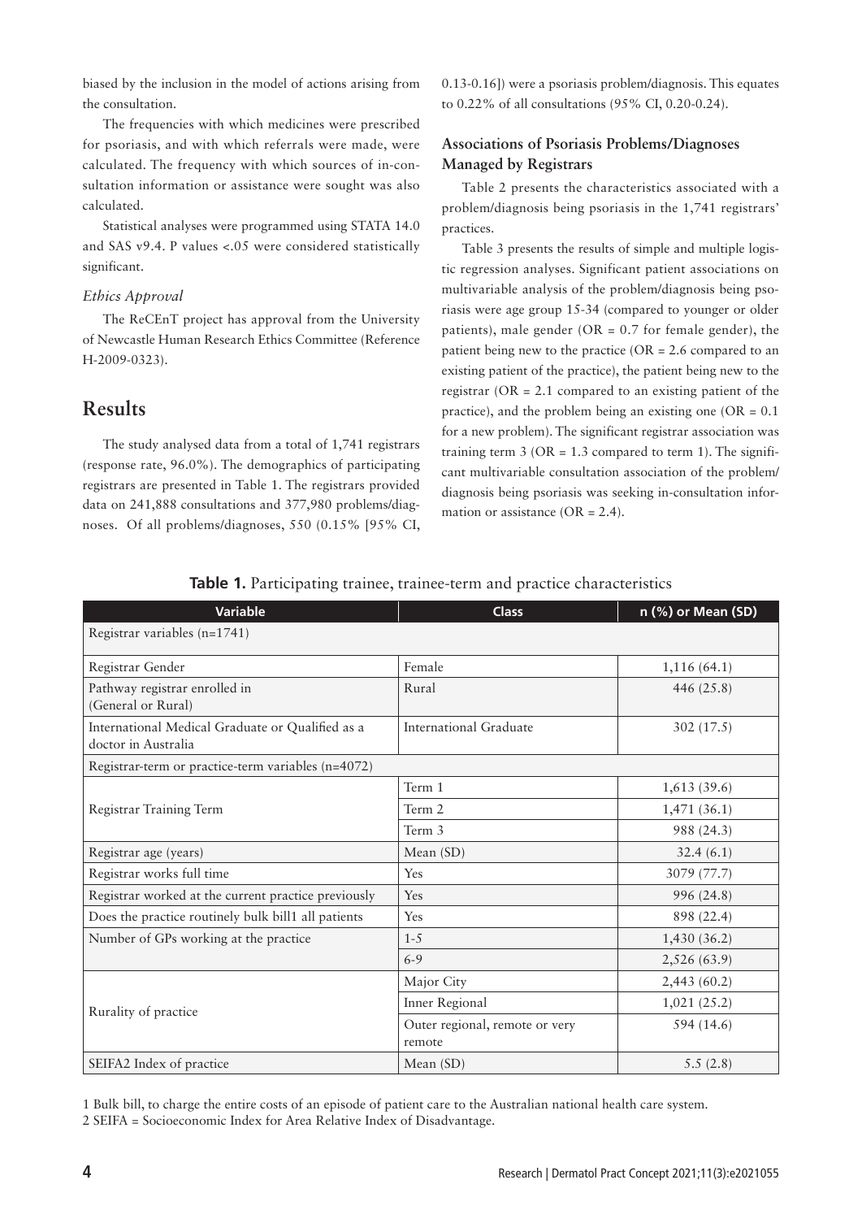biased by the inclusion in the model of actions arising from the consultation.

The frequencies with which medicines were prescribed for psoriasis, and with which referrals were made, were calculated. The frequency with which sources of in-consultation information or assistance were sought was also calculated.

Statistical analyses were programmed using STATA 14.0 and SAS v9.4. P values <.05 were considered statistically significant.

### *Ethics Approval*

The ReCEnT project has approval from the University of Newcastle Human Research Ethics Committee (Reference H-2009-0323).

## Results

The study analysed data from a total of 1,741 registrars (response rate, 96.0%). The demographics of participating registrars are presented in Table 1. The registrars provided data on 241,888 consultations and 377,980 problems/diagnoses. Of all problems/diagnoses, 550 (0.15% [95% CI, 0.13-0.16]) were a psoriasis problem/diagnosis. This equates to 0.22% of all consultations (95% CI, 0.20-0.24).

### Associations of Psoriasis Problems/Diagnoses Managed by Registrars

Table 2 presents the characteristics associated with a problem/diagnosis being psoriasis in the 1,741 registrars' practices.

Table 3 presents the results of simple and multiple logistic regression analyses. Significant patient associations on multivariable analysis of the problem/diagnosis being psoriasis were age group 15-34 (compared to younger or older patients), male gender (OR = 0.7 for female gender), the patient being new to the practice (OR = 2.6 compared to an existing patient of the practice), the patient being new to the registrar (OR = 2.1 compared to an existing patient of the practice), and the problem being an existing one (OR = 0.1 for a new problem). The significant registrar association was training term 3 (OR = 1.3 compared to term 1). The significant multivariable consultation association of the problem/diagnosis being psoriasis was seeking in-consultation information or assistance (OR = 2.4).

**Table 1.** Participating trainee, trainee-term and practice characteristics

| Variable | Class | n (%) or Mean (SD) |
|---|---|---|
| Registrar variables (n=1741) | | |
| Registrar Gender | Female | 1,116 (64.1) |
| Pathway registrar enrolled in (General or Rural) | Rural | 446 (25.8) |
| International Medical Graduate or Qualified as a doctor in Australia | International Graduate | 302 (17.5) |
| Registrar-term or practice-term variables (n=4072) | | |
| Registrar Training Term | Term 1 | 1,613 (39.6) |
| | Term 2 | 1,471 (36.1) |
| | Term 3 | 988 (24.3) |
| Registrar age (years) | Mean (SD) | 32.4 (6.1) |
| Registrar works full time | Yes | 3079 (77.7) |
| Registrar worked at the current practice previously | Yes | 996 (24.8) |
| Does the practice routinely bulk bill1 all patients | Yes | 898 (22.4) |
| Number of GPs working at the practice | 1-5 | 1,430 (36.2) |
| | 6-9 | 2,526 (63.9) |
| Rurality of practice | Major City | 2,443 (60.2) |
| | Inner Regional | 1,021 (25.2) |
| | Outer regional, remote or very remote | 594 (14.6) |
| SEIFA2 Index of practice | Mean (SD) | 5.5 (2.8) |

1 Bulk bill, to charge the entire costs of an episode of patient care to the Australian national health care system.
2 SEIFA = Socioeconomic Index for Area Relative Index of Disadvantage.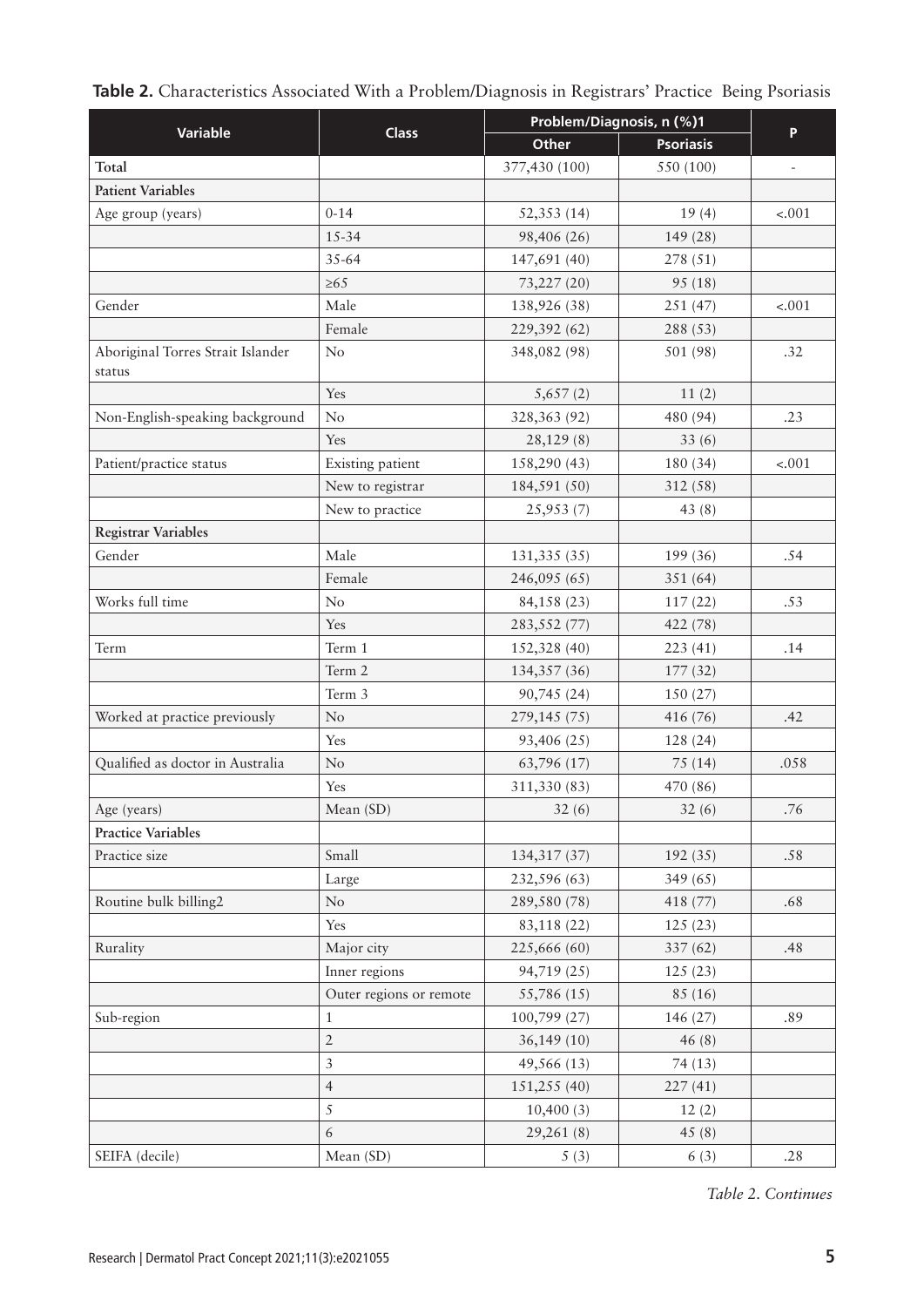**Table 2.** Characteristics Associated With a Problem/Diagnosis in Registrars' Practice Being Psoriasis

| Variable | Class | Problem/Diagnosis, n (%)1 | | P |
|---|---|---|---|---|
| | | Other | Psoriasis | |
| Total | | 377,430 (100) | 550 (100) | - |
| **Patient Variables** | | | | |
| Age group (years) | 0-14 | 52,353 (14) | 19 (4) | <.001 |
| | 15-34 | 98,406 (26) | 149 (28) | |
| | 35-64 | 147,691 (40) | 278 (51) | |
| | ≥65 | 73,227 (20) | 95 (18) | |
| Gender | Male | 138,926 (38) | 251 (47) | <.001 |
| | Female | 229,392 (62) | 288 (53) | |
| Aboriginal Torres Strait Islander status | No | 348,082 (98) | 501 (98) | .32 |
| | Yes | 5,657 (2) | 11 (2) | |
| Non-English-speaking background | No | 328,363 (92) | 480 (94) | .23 |
| | Yes | 28,129 (8) | 33 (6) | |
| Patient/practice status | Existing patient | 158,290 (43) | 180 (34) | <.001 |
| | New to registrar | 184,591 (50) | 312 (58) | |
| | New to practice | 25,953 (7) | 43 (8) | |
| **Registrar Variables** | | | | |
| Gender | Male | 131,335 (35) | 199 (36) | .54 |
| | Female | 246,095 (65) | 351 (64) | |
| Works full time | No | 84,158 (23) | 117 (22) | .53 |
| | Yes | 283,552 (77) | 422 (78) | |
| Term | Term 1 | 152,328 (40) | 223 (41) | .14 |
| | Term 2 | 134,357 (36) | 177 (32) | |
| | Term 3 | 90,745 (24) | 150 (27) | |
| Worked at practice previously | No | 279,145 (75) | 416 (76) | .42 |
| | Yes | 93,406 (25) | 128 (24) | |
| Qualified as doctor in Australia | No | 63,796 (17) | 75 (14) | .058 |
| | Yes | 311,330 (83) | 470 (86) | |
| Age (years) | Mean (SD) | 32 (6) | 32 (6) | .76 |
| **Practice Variables** | | | | |
| Practice size | Small | 134,317 (37) | 192 (35) | .58 |
| | Large | 232,596 (63) | 349 (65) | |
| Routine bulk billing2 | No | 289,580 (78) | 418 (77) | .68 |
| | Yes | 83,118 (22) | 125 (23) | |
| Rurality | Major city | 225,666 (60) | 337 (62) | .48 |
| | Inner regions | 94,719 (25) | 125 (23) | |
| | Outer regions or remote | 55,786 (15) | 85 (16) | |
| Sub-region | 1 | 100,799 (27) | 146 (27) | .89 |
| | 2 | 36,149 (10) | 46 (8) | |
| | 3 | 49,566 (13) | 74 (13) | |
| | 4 | 151,255 (40) | 227 (41) | |
| | 5 | 10,400 (3) | 12 (2) | |
| | 6 | 29,261 (8) | 45 (8) | |
| SEIFA (decile) | Mean (SD) | 5 (3) | 6 (3) | .28 |

*Table 2. Continues*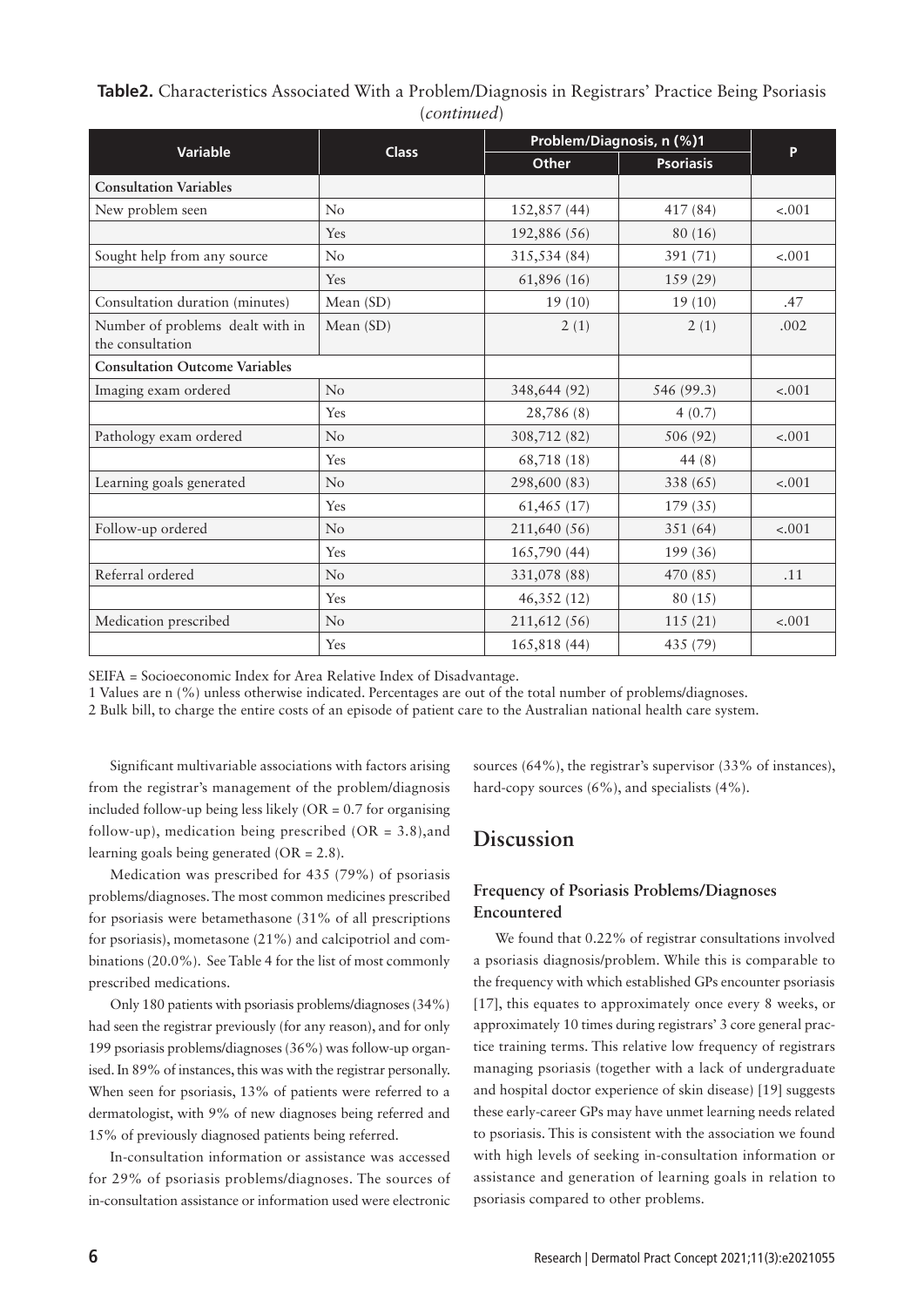**Table2.** Characteristics Associated With a Problem/Diagnosis in Registrars' Practice Being Psoriasis (*continued*)

| Variable | Class | Problem/Diagnosis, n (%)1 | | P |
|---|---|---|---|---|
| | | Other | Psoriasis | |
| **Consultation Variables** | | | | |
| New problem seen | No | 152,857 (44) | 417 (84) | <.001 |
| | Yes | 192,886 (56) | 80 (16) | |
| Sought help from any source | No | 315,534 (84) | 391 (71) | <.001 |
| | Yes | 61,896 (16) | 159 (29) | |
| Consultation duration (minutes) | Mean (SD) | 19 (10) | 19 (10) | .47 |
| Number of problems dealt with in the consultation | Mean (SD) | 2 (1) | 2 (1) | .002 |
| **Consultation Outcome Variables** | | | | |
| Imaging exam ordered | No | 348,644 (92) | 546 (99.3) | <.001 |
| | Yes | 28,786 (8) | 4 (0.7) | |
| Pathology exam ordered | No | 308,712 (82) | 506 (92) | <.001 |
| | Yes | 68,718 (18) | 44 (8) | |
| Learning goals generated | No | 298,600 (83) | 338 (65) | <.001 |
| | Yes | 61,465 (17) | 179 (35) | |
| Follow-up ordered | No | 211,640 (56) | 351 (64) | <.001 |
| | Yes | 165,790 (44) | 199 (36) | |
| Referral ordered | No | 331,078 (88) | 470 (85) | .11 |
| | Yes | 46,352 (12) | 80 (15) | |
| Medication prescribed | No | 211,612 (56) | 115 (21) | <.001 |
| | Yes | 165,818 (44) | 435 (79) | |

SEIFA = Socioeconomic Index for Area Relative Index of Disadvantage.

1 Values are n (%) unless otherwise indicated. Percentages are out of the total number of problems/diagnoses.

2 Bulk bill, to charge the entire costs of an episode of patient care to the Australian national health care system.

Significant multivariable associations with factors arising from the registrar's management of the problem/diagnosis included follow-up being less likely (OR = 0.7 for organising follow-up), medication being prescribed (OR = 3.8),and learning goals being generated (OR = 2.8).

Medication was prescribed for 435 (79%) of psoriasis problems/diagnoses. The most common medicines prescribed for psoriasis were betamethasone (31% of all prescriptions for psoriasis), mometasone (21%) and calcipotriol and combinations (20.0%). See Table 4 for the list of most commonly prescribed medications.

Only 180 patients with psoriasis problems/diagnoses (34%) had seen the registrar previously (for any reason), and for only 199 psoriasis problems/diagnoses (36%) was follow-up organised. In 89% of instances, this was with the registrar personally. When seen for psoriasis, 13% of patients were referred to a dermatologist, with 9% of new diagnoses being referred and 15% of previously diagnosed patients being referred.

In-consultation information or assistance was accessed for 29% of psoriasis problems/diagnoses. The sources of in-consultation assistance or information used were electronic sources (64%), the registrar's supervisor (33% of instances), hard-copy sources (6%), and specialists (4%).

## Discussion

### Frequency of Psoriasis Problems/Diagnoses Encountered

We found that 0.22% of registrar consultations involved a psoriasis diagnosis/problem. While this is comparable to the frequency with which established GPs encounter psoriasis [17], this equates to approximately once every 8 weeks, or approximately 10 times during registrars' 3 core general practice training terms. This relative low frequency of registrars managing psoriasis (together with a lack of undergraduate and hospital doctor experience of skin disease) [19] suggests these early-career GPs may have unmet learning needs related to psoriasis. This is consistent with the association we found with high levels of seeking in-consultation information or assistance and generation of learning goals in relation to psoriasis compared to other problems.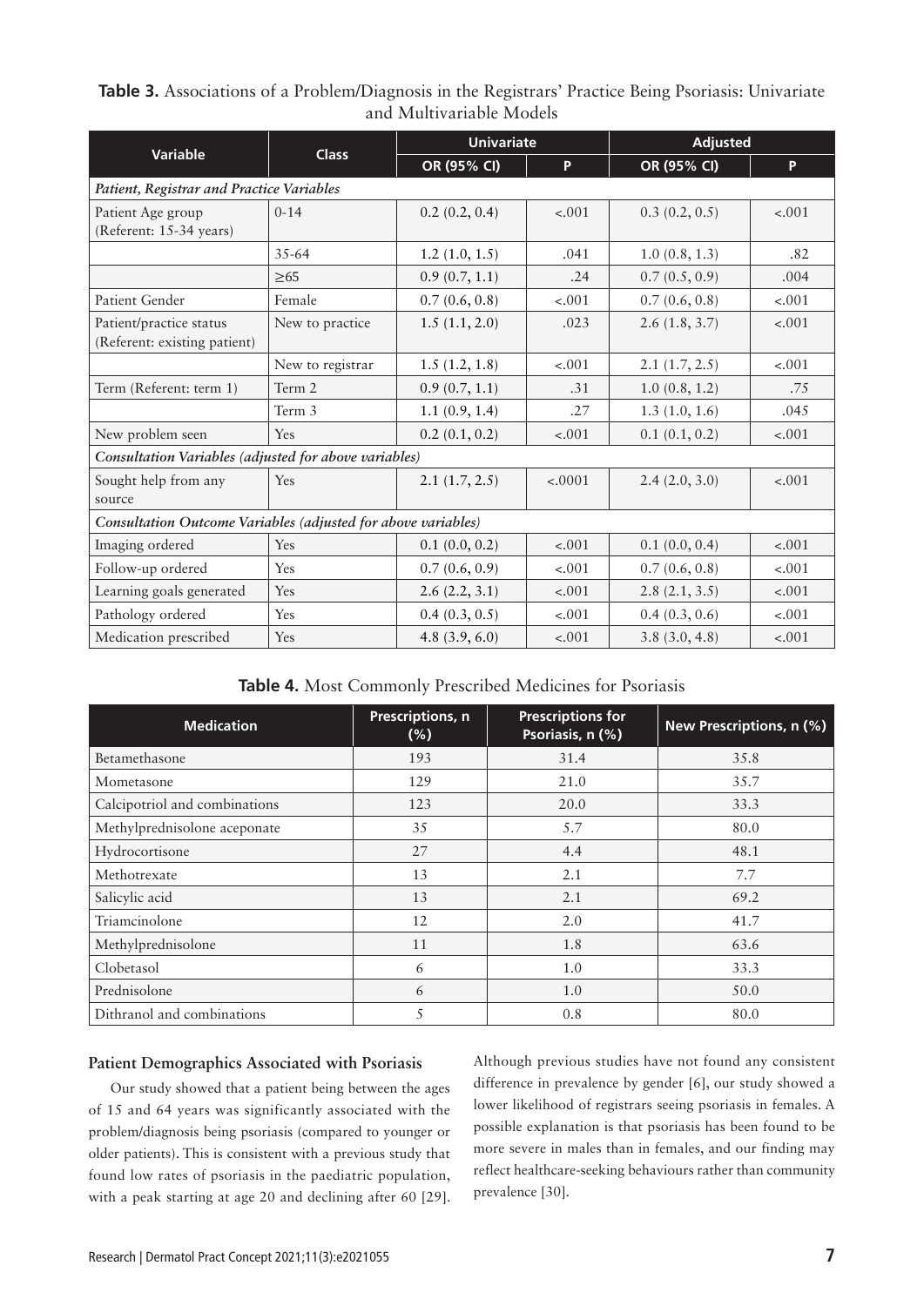**Table 3.** Associations of a Problem/Diagnosis in the Registrars' Practice Being Psoriasis: Univariate and Multivariable Models

| Variable | Class | Univariate | | Adjusted | |
|---|---|---|---|---|---|
| | | OR (95% CI) | P | OR (95% CI) | P |
| *Patient, Registrar and Practice Variables* | | | | | |
| Patient Age group (Referent: 15-34 years) | 0-14 | 0.2 (0.2, 0.4) | <.001 | 0.3 (0.2, 0.5) | <.001 |
| | 35-64 | 1.2 (1.0, 1.5) | .041 | 1.0 (0.8, 1.3) | .82 |
| | ≥65 | 0.9 (0.7, 1.1) | .24 | 0.7 (0.5, 0.9) | .004 |
| Patient Gender | Female | 0.7 (0.6, 0.8) | <.001 | 0.7 (0.6, 0.8) | <.001 |
| Patient/practice status (Referent: existing patient) | New to practice | 1.5 (1.1, 2.0) | .023 | 2.6 (1.8, 3.7) | <.001 |
| | New to registrar | 1.5 (1.2, 1.8) | <.001 | 2.1 (1.7, 2.5) | <.001 |
| Term (Referent: term 1) | Term 2 | 0.9 (0.7, 1.1) | .31 | 1.0 (0.8, 1.2) | .75 |
| | Term 3 | 1.1 (0.9, 1.4) | .27 | 1.3 (1.0, 1.6) | .045 |
| New problem seen | Yes | 0.2 (0.1, 0.2) | <.001 | 0.1 (0.1, 0.2) | <.001 |
| *Consultation Variables (adjusted for above variables)* | | | | | |
| Sought help from any source | Yes | 2.1 (1.7, 2.5) | <.0001 | 2.4 (2.0, 3.0) | <.001 |
| *Consultation Outcome Variables (adjusted for above variables)* | | | | | |
| Imaging ordered | Yes | 0.1 (0.0, 0.2) | <.001 | 0.1 (0.0, 0.4) | <.001 |
| Follow-up ordered | Yes | 0.7 (0.6, 0.9) | <.001 | 0.7 (0.6, 0.8) | <.001 |
| Learning goals generated | Yes | 2.6 (2.2, 3.1) | <.001 | 2.8 (2.1, 3.5) | <.001 |
| Pathology ordered | Yes | 0.4 (0.3, 0.5) | <.001 | 0.4 (0.3, 0.6) | <.001 |
| Medication prescribed | Yes | 4.8 (3.9, 6.0) | <.001 | 3.8 (3.0, 4.8) | <.001 |

**Table 4.** Most Commonly Prescribed Medicines for Psoriasis

| Medication | Prescriptions, n (%) | Prescriptions for Psoriasis, n (%) | New Prescriptions, n (%) |
|---|---|---|---|
| Betamethasone | 193 | 31.4 | 35.8 |
| Mometasone | 129 | 21.0 | 35.7 |
| Calcipotriol and combinations | 123 | 20.0 | 33.3 |
| Methylprednisolone aceponate | 35 | 5.7 | 80.0 |
| Hydrocortisone | 27 | 4.4 | 48.1 |
| Methotrexate | 13 | 2.1 | 7.7 |
| Salicylic acid | 13 | 2.1 | 69.2 |
| Triamcinolone | 12 | 2.0 | 41.7 |
| Methylprednisolone | 11 | 1.8 | 63.6 |
| Clobetasol | 6 | 1.0 | 33.3 |
| Prednisolone | 6 | 1.0 | 50.0 |
| Dithranol and combinations | 5 | 0.8 | 80.0 |

### Patient Demographics Associated with Psoriasis

Our study showed that a patient being between the ages of 15 and 64 years was significantly associated with the problem/diagnosis being psoriasis (compared to younger or older patients). This is consistent with a previous study that found low rates of psoriasis in the paediatric population, with a peak starting at age 20 and declining after 60 [29]. Although previous studies have not found any consistent difference in prevalence by gender [6], our study showed a lower likelihood of registrars seeing psoriasis in females. A possible explanation is that psoriasis has been found to be more severe in males than in females, and our finding may reflect healthcare-seeking behaviours rather than community prevalence [30].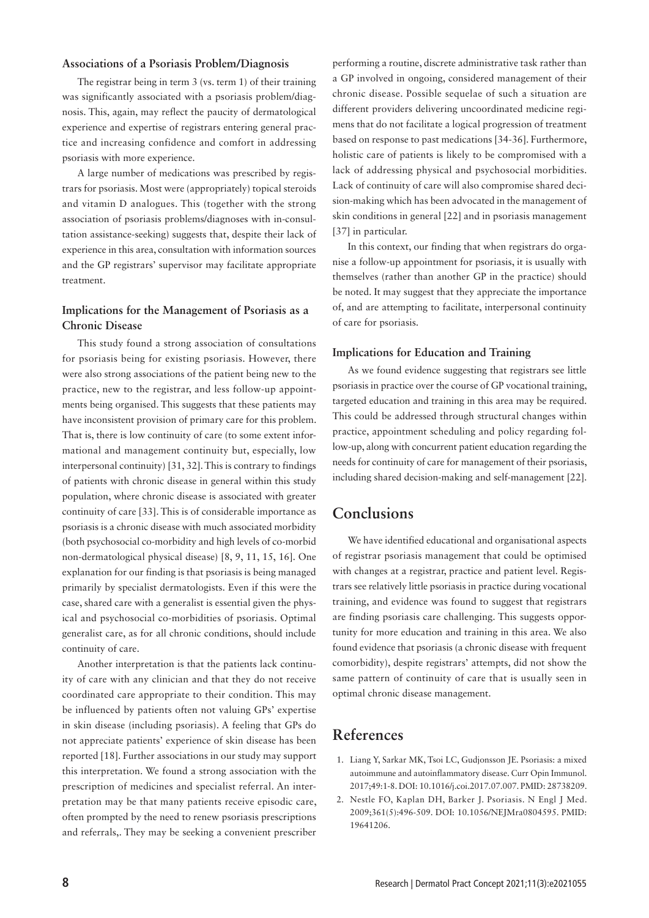### Associations of a Psoriasis Problem/Diagnosis

The registrar being in term 3 (vs. term 1) of their training was significantly associated with a psoriasis problem/diagnosis. This, again, may reflect the paucity of dermatological experience and expertise of registrars entering general practice and increasing confidence and comfort in addressing psoriasis with more experience.

A large number of medications was prescribed by registrars for psoriasis. Most were (appropriately) topical steroids and vitamin D analogues. This (together with the strong association of psoriasis problems/diagnoses with in-consultation assistance-seeking) suggests that, despite their lack of experience in this area, consultation with information sources and the GP registrars' supervisor may facilitate appropriate treatment.

### Implications for the Management of Psoriasis as a Chronic Disease

This study found a strong association of consultations for psoriasis being for existing psoriasis. However, there were also strong associations of the patient being new to the practice, new to the registrar, and less follow-up appointments being organised. This suggests that these patients may have inconsistent provision of primary care for this problem. That is, there is low continuity of care (to some extent informational and management continuity but, especially, low interpersonal continuity) [31, 32]. This is contrary to findings of patients with chronic disease in general within this study population, where chronic disease is associated with greater continuity of care [33]. This is of considerable importance as psoriasis is a chronic disease with much associated morbidity (both psychosocial co-morbidity and high levels of co-morbid non-dermatological physical disease) [8, 9, 11, 15, 16]. One explanation for our finding is that psoriasis is being managed primarily by specialist dermatologists. Even if this were the case, shared care with a generalist is essential given the physical and psychosocial co-morbidities of psoriasis. Optimal generalist care, as for all chronic conditions, should include continuity of care.

Another interpretation is that the patients lack continuity of care with any clinician and that they do not receive coordinated care appropriate to their condition. This may be influenced by patients often not valuing GPs' expertise in skin disease (including psoriasis). A feeling that GPs do not appreciate patients' experience of skin disease has been reported [18]. Further associations in our study may support this interpretation. We found a strong association with the prescription of medicines and specialist referral. An interpretation may be that many patients receive episodic care, often prompted by the need to renew psoriasis prescriptions and referrals,. They may be seeking a convenient prescriber performing a routine, discrete administrative task rather than a GP involved in ongoing, considered management of their chronic disease. Possible sequelae of such a situation are different providers delivering uncoordinated medicine regimens that do not facilitate a logical progression of treatment based on response to past medications [34-36]. Furthermore, holistic care of patients is likely to be compromised with a lack of addressing physical and psychosocial morbidities. Lack of continuity of care will also compromise shared decision-making which has been advocated in the management of skin conditions in general [22] and in psoriasis management [37] in particular.

In this context, our finding that when registrars do organise a follow-up appointment for psoriasis, it is usually with themselves (rather than another GP in the practice) should be noted. It may suggest that they appreciate the importance of, and are attempting to facilitate, interpersonal continuity of care for psoriasis.

### Implications for Education and Training

As we found evidence suggesting that registrars see little psoriasis in practice over the course of GP vocational training, targeted education and training in this area may be required. This could be addressed through structural changes within practice, appointment scheduling and policy regarding follow-up, along with concurrent patient education regarding the needs for continuity of care for management of their psoriasis, including shared decision-making and self-management [22].

## Conclusions

We have identified educational and organisational aspects of registrar psoriasis management that could be optimised with changes at a registrar, practice and patient level. Registrars see relatively little psoriasis in practice during vocational training, and evidence was found to suggest that registrars are finding psoriasis care challenging. This suggests opportunity for more education and training in this area. We also found evidence that psoriasis (a chronic disease with frequent comorbidity), despite registrars' attempts, did not show the same pattern of continuity of care that is usually seen in optimal chronic disease management.

## References

1. Liang Y, Sarkar MK, Tsoi LC, Gudjonsson JE. Psoriasis: a mixed autoimmune and autoinflammatory disease. Curr Opin Immunol. 2017;49:1-8. DOI: 10.1016/j.coi.2017.07.007. PMID: 28738209.
2. Nestle FO, Kaplan DH, Barker J. Psoriasis. N Engl J Med. 2009;361(5):496-509. DOI: 10.1056/NEJMra0804595. PMID: 19641206.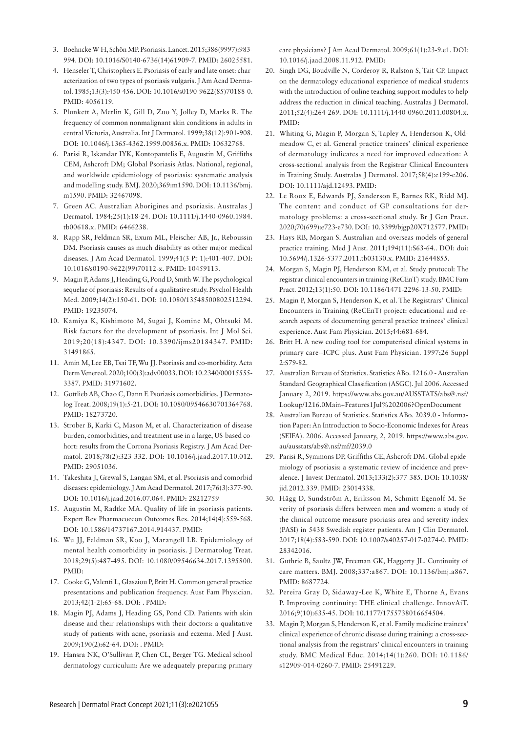3. Boehncke W-H, Schön MP. Psoriasis. Lancet. 2015;386(9997):983-994. DOI: 10.1016/S0140-6736(14)61909-7. PMID: 26025581.
4. Henseler T, Christophers E. Psoriasis of early and late onset: characterization of two types of psoriasis vulgaris. J Am Acad Dermatol. 1985;13(3):450-456. DOI: 10.1016/s0190-9622(85)70188-0. PMID: 4056119.
5. Plunkett A, Merlin K, Gill D, Zuo Y, Jolley D, Marks R. The frequency of common nonmalignant skin conditions in adults in central Victoria, Australia. Int J Dermatol. 1999;38(12):901-908. DOI: 10.1046/j.1365-4362.1999.00856.x. PMID: 10632768.
6. Parisi R, Iskandar IYK, Kontopantelis E, Augustin M, Griffiths CEM, Ashcroft DM; Global Psoriasis Atlas. National, regional, and worldwide epidemiology of psoriasis: systematic analysis and modelling study. BMJ. 2020;369:m1590. DOI: 10.1136/bmj.m1590. PMID: 32467098.
7. Green AC. Australian Aborigines and psoriasis. Australas J Dermatol. 1984;25(1):18-24. DOI: 10.1111/j.1440-0960.1984.tb00618.x. PMID: 6466238.
8. Rapp SR, Feldman SR, Exum ML, Fleischer AB, Jr., Reboussin DM. Psoriasis causes as much disability as other major medical diseases. J Am Acad Dermatol. 1999;41(3 Pt 1):401-407. DOI: 10.1016/s0190-9622(99)70112-x. PMID: 10459113.
9. Magin P, Adams J, Heading G, Pond D, Smith W. The psychological sequelae of psoriasis: Results of a qualitative study. Psychol Health Med. 2009;14(2):150-61. DOI: 10.1080/13548500802512294. PMID: 19235074.
10. Kamiya K, Kishimoto M, Sugai J, Komine M, Ohtsuki M. Risk factors for the development of psoriasis. Int J Mol Sci. 2019;20(18):4347. DOI: 10.3390/ijms20184347. PMID: 31491865.
11. Amin M, Lee EB, Tsai TF, Wu JJ. Psoriasis and co-morbidity. Acta Derm Venereol. 2020;100(3):adv00033. DOI: 10.2340/00015555-3387. PMID: 31971602.
12. Gottlieb AB, Chao C, Dann F. Psoriasis comorbidities. J Dermatolog Treat. 2008;19(1):5-21. DOI: 10.1080/09546630701364768. PMID: 18273720.
13. Strober B, Karki C, Mason M, et al. Characterization of disease burden, comorbidities, and treatment use in a large, US-based cohort: results from the Corrona Psoriasis Registry. J Am Acad Dermatol. 2018;78(2):323-332. DOI: 10.1016/j.jaad.2017.10.012. PMID: 29051036.
14. Takeshita J, Grewal S, Langan SM, et al. Psoriasis and comorbid diseases: epidemiology. J Am Acad Dermatol. 2017;76(3):377-90. DOI: 10.1016/j.jaad.2016.07.064. PMID: 28212759
15. Augustin M, Radtke MA. Quality of life in psoriasis patients. Expert Rev Pharmacoecon Outcomes Res. 2014;14(4):559-568. DOI: 10.1586/14737167.2014.914437. PMID:
16. Wu JJ, Feldman SR, Koo J, Marangell LB. Epidemiology of mental health comorbidity in psoriasis. J Dermatolog Treat. 2018;29(5):487-495. DOI: 10.1080/09546634.2017.1395800. PMID:
17. Cooke G, Valenti L, Glasziou P, Britt H. Common general practice presentations and publication frequency. Aust Fam Physician. 2013;42(1-2):65-68. DOI: . PMID:
18. Magin PJ, Adams J, Heading GS, Pond CD. Patients with skin disease and their relationships with their doctors: a qualitative study of patients with acne, psoriasis and eczema. Med J Aust. 2009;190(2):62-64. DOI: . PMID:
19. Hansra NK, O'Sullivan P, Chen CL, Berger TG. Medical school dermatology curriculum: Are we adequately preparing primary care physicians? J Am Acad Dermatol. 2009;61(1):23-9.e1. DOI: 10.1016/j.jaad.2008.11.912. PMID:
20. Singh DG, Boudville N, Corderoy R, Ralston S, Tait CP. Impact on the dermatology educational experience of medical students with the introduction of online teaching support modules to help address the reduction in clinical teaching. Australas J Dermatol. 2011;52(4):264-269. DOI: 10.1111/j.1440-0960.2011.00804.x. PMID:
21. Whiting G, Magin P, Morgan S, Tapley A, Henderson K, Oldmeadow C, et al. General practice trainees' clinical experience of dermatology indicates a need for improved education: A cross-sectional analysis from the Registrar Clinical Encounters in Training Study. Australas J Dermatol. 2017;58(4):e199-e206. DOI: 10.1111/ajd.12493. PMID:
22. Le Roux E, Edwards PJ, Sanderson E, Barnes RK, Ridd MJ. The content and conduct of GP consultations for dermatology problems: a cross-sectional study. Br J Gen Pract. 2020;70(699):e723-e730. DOI: 10.3399/bjgp20X712577. PMID:
23. Hays RB, Morgan S. Australian and overseas models of general practice training. Med J Aust. 2011;194(11):S63-64.. DOI: doi: 10.5694/j.1326-5377.2011.tb03130.x. PMID: 21644855.
24. Morgan S, Magin PJ, Henderson KM, et al. Study protocol: The registrar clinical encounters in training (ReCEnT) study. BMC Fam Pract. 2012;13(1):50. DOI: 10.1186/1471-2296-13-50. PMID:
25. Magin P, Morgan S, Henderson K, et al. The Registrars' Clinical Encounters in Training (ReCEnT) project: educational and research aspects of documenting general practice trainees' clinical experience. Aust Fam Physician. 2015;44:681-684.
26. Britt H. A new coding tool for computerised clinical systems in primary care--ICPC plus. Aust Fam Physician. 1997;26 Suppl 2:S79-82.
27. Australian Bureau of Statistics. Statistics ABo. 1216.0 - Australian Standard Geographical Classification (ASGC). Jul 2006. Accessed January 2, 2019. https://www.abs.gov.au/AUSSTATS/abs@.nsf/Lookup/1216.0Main+Features1Jul%202006?OpenDocument
28. Australian Bureau of Statistics. Statistics ABo. 2039.0 - Information Paper: An Introduction to Socio-Economic Indexes for Areas (SEIFA). 2006. Accessed January, 2, 2019. https://www.abs.gov.au/ausstats/abs@.nsf/mf/2039.0
29. Parisi R, Symmons DP, Griffiths CE, Ashcroft DM. Global epidemiology of psoriasis: a systematic review of incidence and prevalence. J Invest Dermatol. 2013;133(2):377-385. DOI: 10.1038/jid.2012.339. PMID: 23014338.
30. Hägg D, Sundström A, Eriksson M, Schmitt-Egenolf M. Severity of psoriasis differs between men and women: a study of the clinical outcome measure psoriasis area and severity index (PASI) in 5438 Swedish register patients. Am J Clin Dermatol. 2017;18(4):583-590. DOI: 10.1007/s40257-017-0274-0. PMID: 28342016.
31. Guthrie B, Saultz JW, Freeman GK, Haggerty JL. Continuity of care matters. BMJ. 2008;337:a867. DOI: 10.1136/bmj.a867. PMID: 8687724.
32. Pereira Gray D, Sidaway-Lee K, White E, Thorne A, Evans P. Improving continuity: THE clinical challenge. InnovAiT. 2016;9(10):635-45. DOI: 10.1177/1755738016654504.
33. Magin P, Morgan S, Henderson K, et al. Family medicine trainees' clinical experience of chronic disease during training: a cross-sectional analysis from the registrars' clinical encounters in training study. BMC Medical Educ. 2014;14(1):260. DOI: 10.1186/s12909-014-0260-7. PMID: 25491229.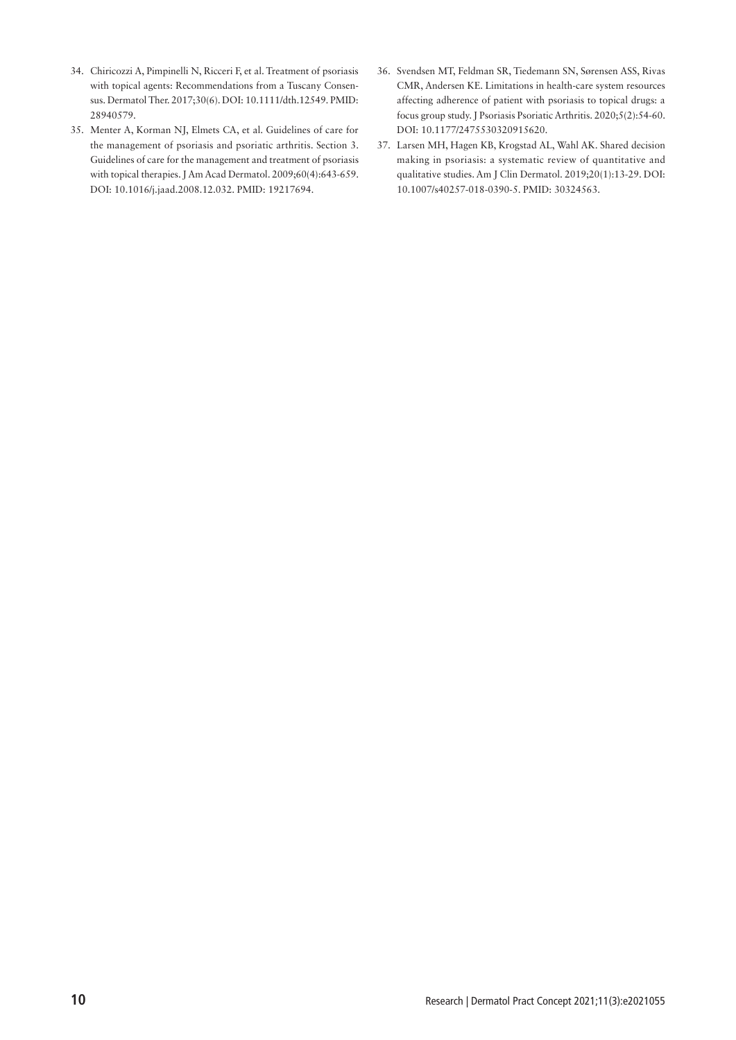34. Chiricozzi A, Pimpinelli N, Ricceri F, et al. Treatment of psoriasis with topical agents: Recommendations from a Tuscany Consensus. Dermatol Ther. 2017;30(6). DOI: 10.1111/dth.12549. PMID: 28940579.
35. Menter A, Korman NJ, Elmets CA, et al. Guidelines of care for the management of psoriasis and psoriatic arthritis. Section 3. Guidelines of care for the management and treatment of psoriasis with topical therapies. J Am Acad Dermatol. 2009;60(4):643-659. DOI: 10.1016/j.jaad.2008.12.032. PMID: 19217694.
36. Svendsen MT, Feldman SR, Tiedemann SN, Sørensen ASS, Rivas CMR, Andersen KE. Limitations in health-care system resources affecting adherence of patient with psoriasis to topical drugs: a focus group study. J Psoriasis Psoriatic Arthritis. 2020;5(2):54-60. DOI: 10.1177/2475530320915620.
37. Larsen MH, Hagen KB, Krogstad AL, Wahl AK. Shared decision making in psoriasis: a systematic review of quantitative and qualitative studies. Am J Clin Dermatol. 2019;20(1):13-29. DOI: 10.1007/s40257-018-0390-5. PMID: 30324563.